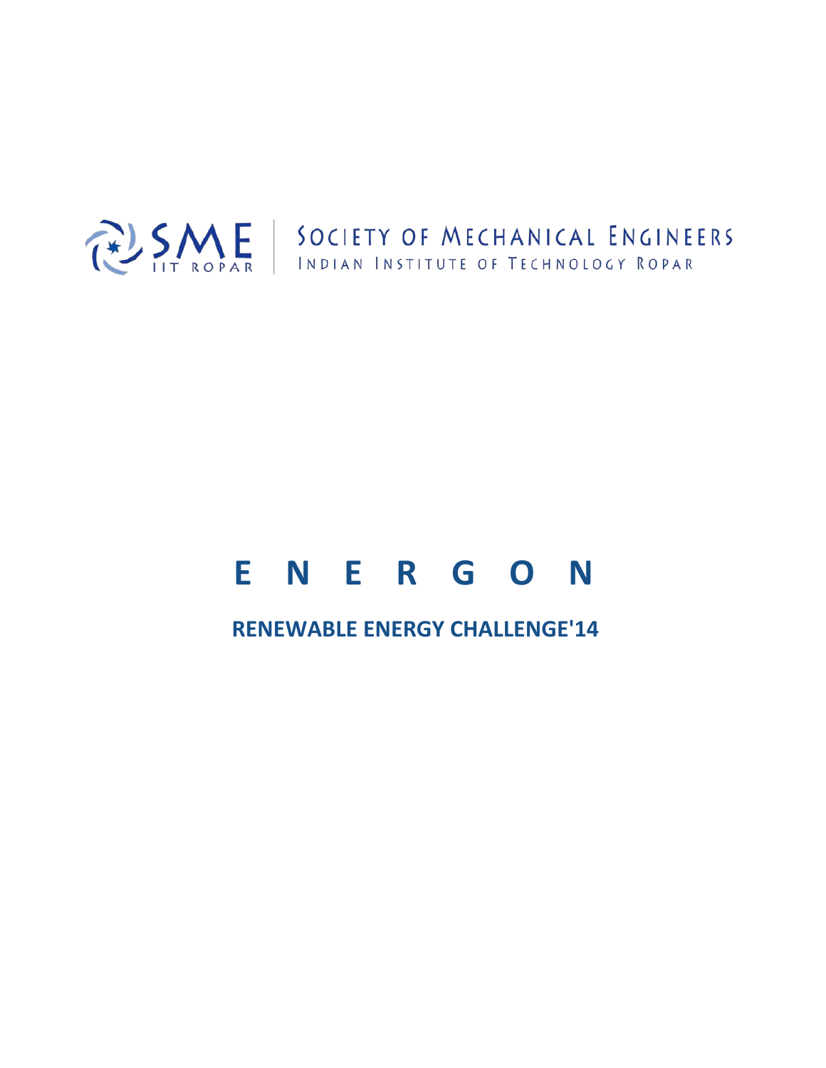SME IIT ROPAR | SOCIETY OF MECHANICAL ENGINEERS
INDIAN INSTITUTE OF TECHNOLOGY ROPAR

# E N E R G O N

## RENEWABLE ENERGY CHALLENGE'14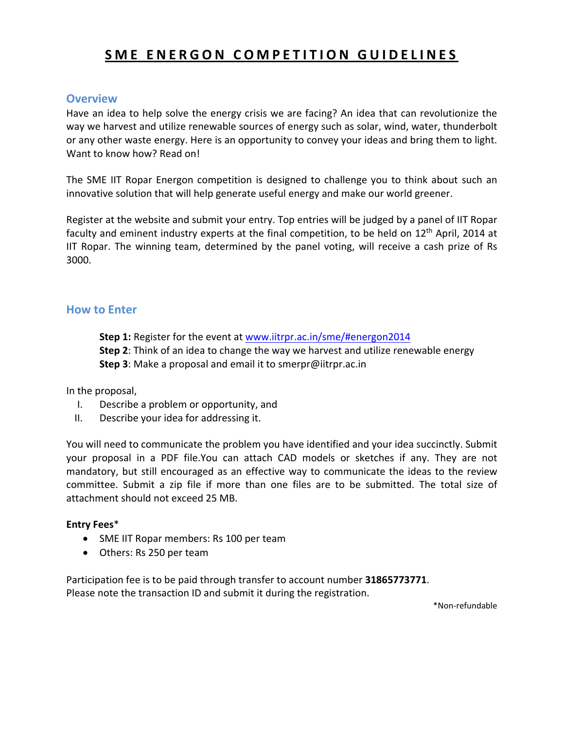# SME ENERGON COMPETITION GUIDELINES

## Overview

Have an idea to help solve the energy crisis we are facing? An idea that can revolutionize the way we harvest and utilize renewable sources of energy such as solar, wind, water, thunderbolt or any other waste energy. Here is an opportunity to convey your ideas and bring them to light. Want to know how? Read on!

The SME IIT Ropar Energon competition is designed to challenge you to think about such an innovative solution that will help generate useful energy and make our world greener.

Register at the website and submit your entry. Top entries will be judged by a panel of IIT Ropar faculty and eminent industry experts at the final competition, to be held on 12th April, 2014 at IIT Ropar. The winning team, determined by the panel voting, will receive a cash prize of Rs 3000.

## How to Enter

**Step 1:** Register for the event at [www.iitrpr.ac.in/sme/#energon2014](www.iitrpr.ac.in/sme/#energon2014)
**Step 2**: Think of an idea to change the way we harvest and utilize renewable energy
**Step 3**: Make a proposal and email it to smerpr@iitrpr.ac.in

In the proposal,

I. Describe a problem or opportunity, and
II. Describe your idea for addressing it.

You will need to communicate the problem you have identified and your idea succinctly. Submit your proposal in a PDF file.You can attach CAD models or sketches if any. They are not mandatory, but still encouraged as an effective way to communicate the ideas to the review committee. Submit a zip file if more than one files are to be submitted. The total size of attachment should not exceed 25 MB.

**Entry Fees***

- SME IIT Ropar members: Rs 100 per team
- Others: Rs 250 per team

Participation fee is to be paid through transfer to account number **31865773771**.
Please note the transaction ID and submit it during the registration.

*Non-refundable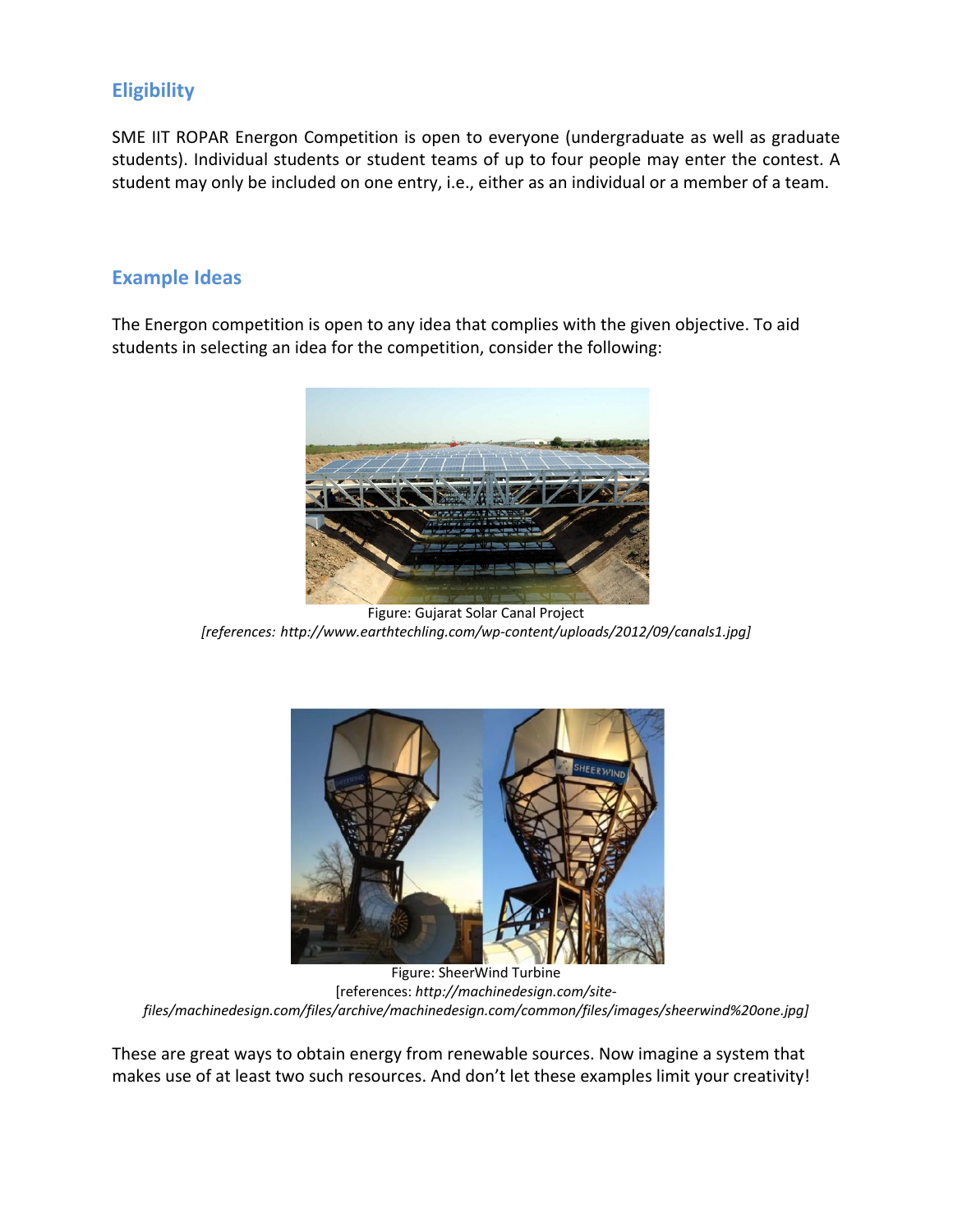## Eligibility

SME IIT ROPAR Energon Competition is open to everyone (undergraduate as well as graduate students). Individual students or student teams of up to four people may enter the contest. A student may only be included on one entry, i.e., either as an individual or a member of a team.

## Example Ideas

The Energon competition is open to any idea that complies with the given objective. To aid students in selecting an idea for the competition, consider the following:

Figure: Gujarat Solar Canal Project
*[references: http://www.earthtechling.com/wp-content/uploads/2012/09/canals1.jpg]*

Figure: SheerWind Turbine
[references: *http://machinedesign.com/site-files/machinedesign.com/files/archive/machinedesign.com/common/files/images/sheerwind%20one.jpg]*

These are great ways to obtain energy from renewable sources. Now imagine a system that makes use of at least two such resources. And don't let these examples limit your creativity!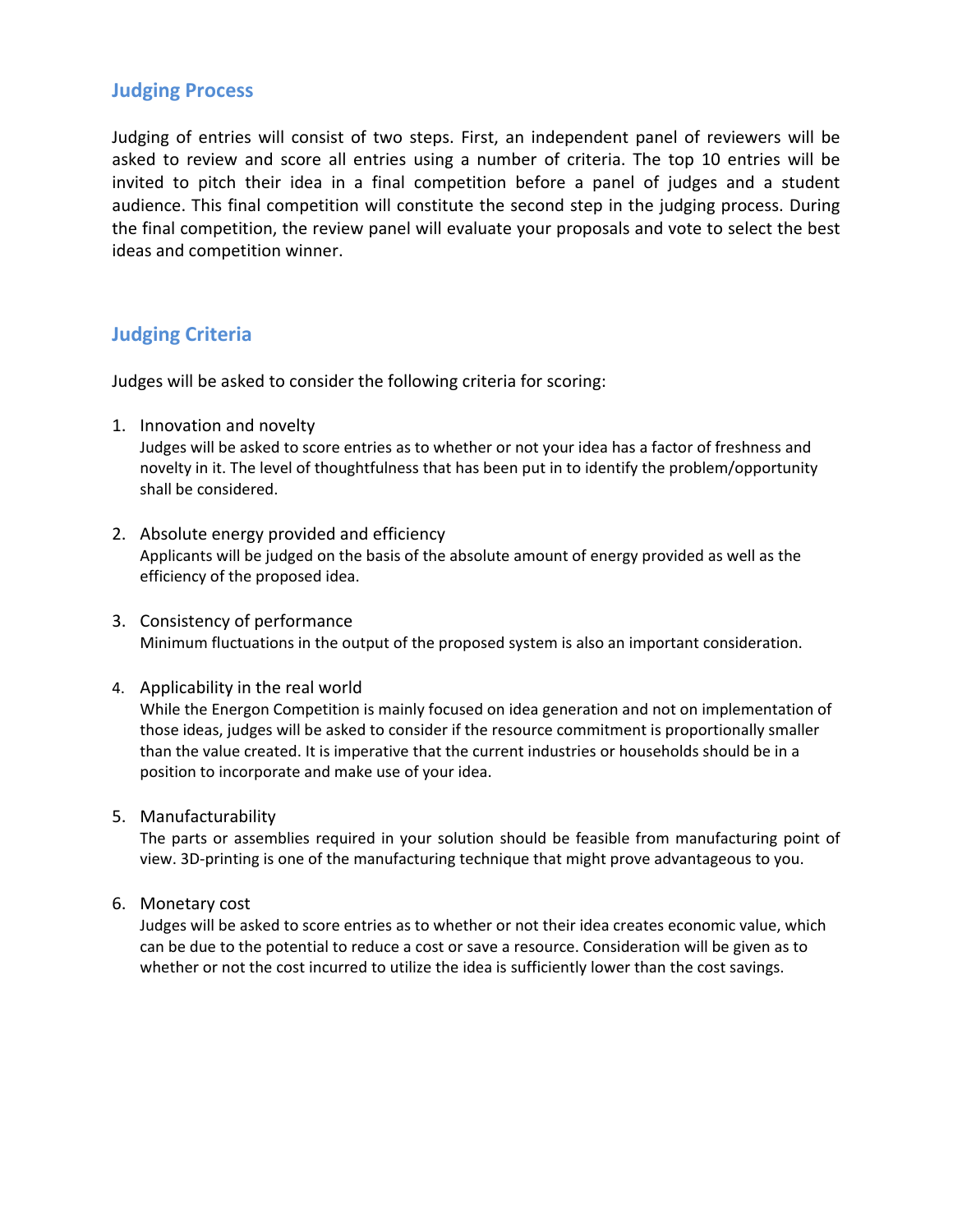## Judging Process

Judging of entries will consist of two steps. First, an independent panel of reviewers will be asked to review and score all entries using a number of criteria. The top 10 entries will be invited to pitch their idea in a final competition before a panel of judges and a student audience. This final competition will constitute the second step in the judging process. During the final competition, the review panel will evaluate your proposals and vote to select the best ideas and competition winner.

## Judging Criteria

Judges will be asked to consider the following criteria for scoring:

1. Innovation and novelty
   Judges will be asked to score entries as to whether or not your idea has a factor of freshness and novelty in it. The level of thoughtfulness that has been put in to identify the problem/opportunity shall be considered.

2. Absolute energy provided and efficiency
   Applicants will be judged on the basis of the absolute amount of energy provided as well as the efficiency of the proposed idea.

3. Consistency of performance
   Minimum fluctuations in the output of the proposed system is also an important consideration.

4. Applicability in the real world
   While the Energon Competition is mainly focused on idea generation and not on implementation of those ideas, judges will be asked to consider if the resource commitment is proportionally smaller than the value created. It is imperative that the current industries or households should be in a position to incorporate and make use of your idea.

5. Manufacturability
   The parts or assemblies required in your solution should be feasible from manufacturing point of view. 3D-printing is one of the manufacturing technique that might prove advantageous to you.

6. Monetary cost
   Judges will be asked to score entries as to whether or not their idea creates economic value, which can be due to the potential to reduce a cost or save a resource. Consideration will be given as to whether or not the cost incurred to utilize the idea is sufficiently lower than the cost savings.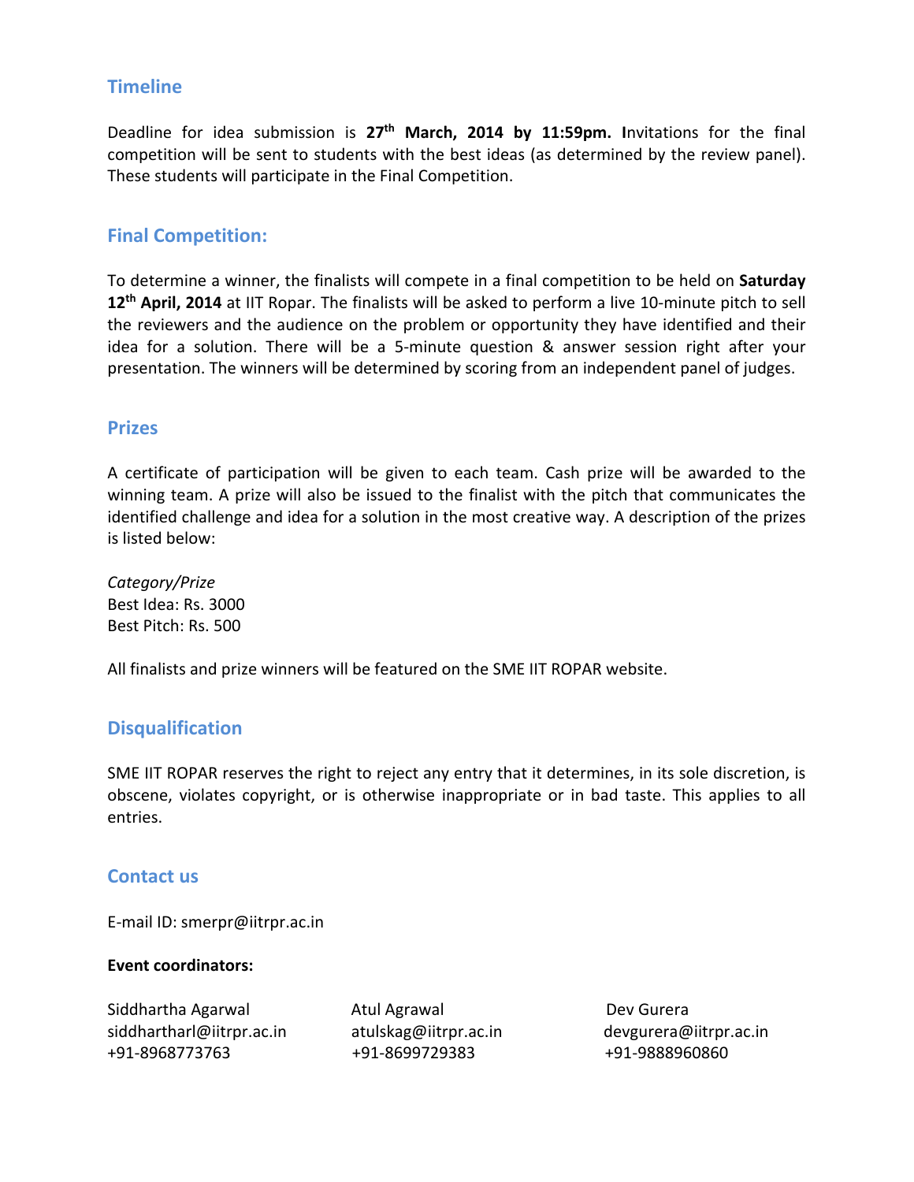## Timeline

Deadline for idea submission is **27th March, 2014 by 11:59pm. I**nvitations for the final competition will be sent to students with the best ideas (as determined by the review panel). These students will participate in the Final Competition.

## Final Competition:

To determine a winner, the finalists will compete in a final competition to be held on **Saturday 12th April, 2014** at IIT Ropar. The finalists will be asked to perform a live 10-minute pitch to sell the reviewers and the audience on the problem or opportunity they have identified and their idea for a solution. There will be a 5-minute question & answer session right after your presentation. The winners will be determined by scoring from an independent panel of judges.

## Prizes

A certificate of participation will be given to each team. Cash prize will be awarded to the winning team. A prize will also be issued to the finalist with the pitch that communicates the identified challenge and idea for a solution in the most creative way. A description of the prizes is listed below:

*Category/Prize*
Best Idea: Rs. 3000
Best Pitch: Rs. 500

All finalists and prize winners will be featured on the SME IIT ROPAR website.

## Disqualification

SME IIT ROPAR reserves the right to reject any entry that it determines, in its sole discretion, is obscene, violates copyright, or is otherwise inappropriate or in bad taste. This applies to all entries.

## Contact us

E-mail ID: smerpr@iitrpr.ac.in

**Event coordinators:**

Siddhartha Agarwal
siddhartharl@iitrpr.ac.in
+91-8968773763

Atul Agrawal
atulskag@iitrpr.ac.in
+91-8699729383

Dev Gurera
devgurera@iitrpr.ac.in
+91-9888960860